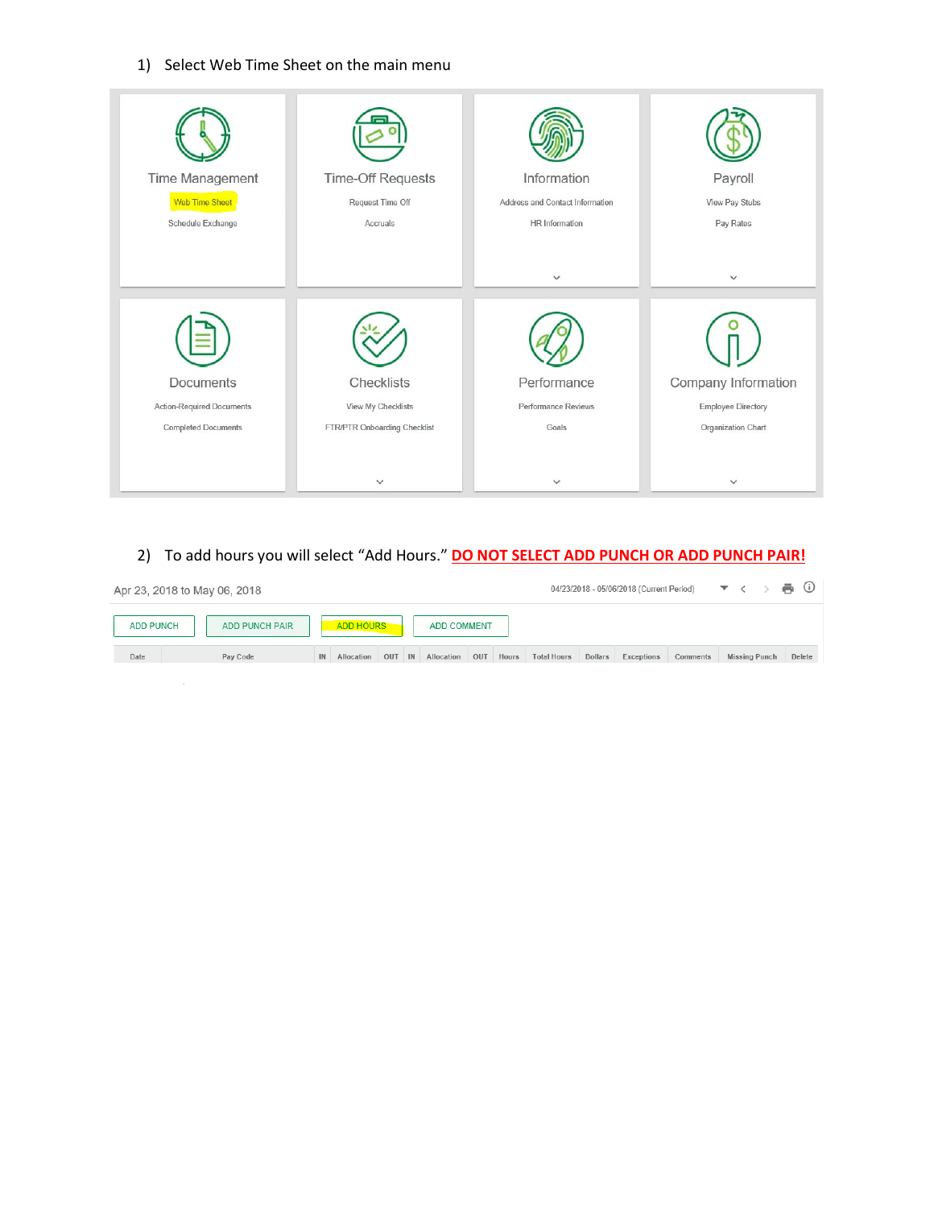1) Select Web Time Sheet on the main menu

Time Management
Web Time Sheet
Schedule Exchange

Time-Off Requests
Request Time Off
Accruals

Information
Address and Contact Information
HR Information

Payroll
View Pay Stubs
Pay Rates

Documents
Action-Required Documents
Completed Documents

Checklists
View My Checklists
FTR/PTR Onboarding Checklist

Performance
Performance Reviews
Goals

Company Information
Employee Directory
Organization Chart

2) To add hours you will select "Add Hours." **DO NOT SELECT ADD PUNCH OR ADD PUNCH PAIR!**

Apr 23, 2018 to May 06, 2018 — 04/23/2018 - 05/06/2018 (Current Period)

ADD PUNCH | ADD PUNCH PAIR | ADD HOURS | ADD COMMENT

| Date | Pay Code | IN | Allocation | OUT | IN | Allocation | OUT | Hours | Total Hours | Dollars | Exceptions | Comments | Missing Punch | Delete |
|---|---|---|---|---|---|---|---|---|---|---|---|---|---|---|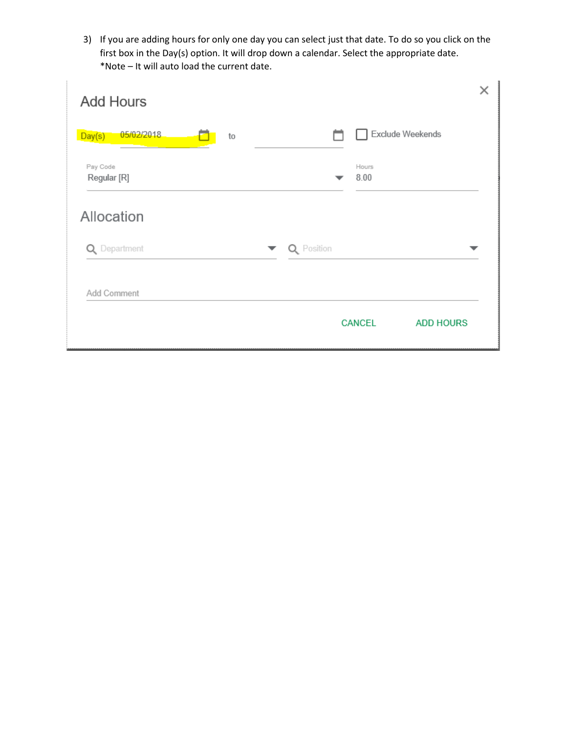3) If you are adding hours for only one day you can select just that date. To do so you click on the first box in the Day(s) option. It will drop down a calendar. Select the appropriate date.
*Note – It will auto load the current date.

## Add Hours

Day(s) 05/02/2018 to

Exclude Weekends

Pay Code
Regular [R]

Hours
8.00

## Allocation

Department

Position

Add Comment

CANCEL ADD HOURS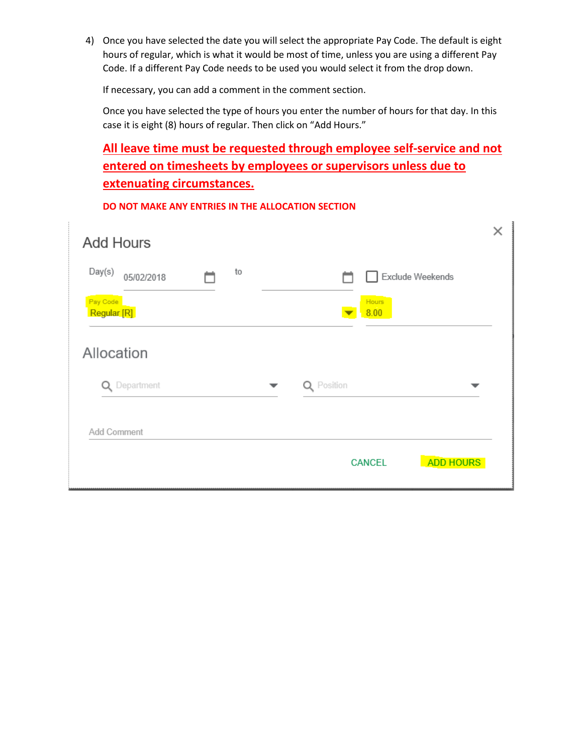4) Once you have selected the date you will select the appropriate Pay Code. The default is eight hours of regular, which is what it would be most of time, unless you are using a different Pay Code. If a different Pay Code needs to be used you would select it from the drop down.

   If necessary, you can add a comment in the comment section.

   Once you have selected the type of hours you enter the number of hours for that day. In this case it is eight (8) hours of regular. Then click on "Add Hours."

   **All leave time must be requested through employee self-service and not entered on timesheets by employees or supervisors unless due to extenuating circumstances.**

   **DO NOT MAKE ANY ENTRIES IN THE ALLOCATION SECTION**

Add Hours

Day(s) 05/02/2018 to Exclude Weekends

Pay Code Regular [R] Hours 8.00

Allocation

Department Position

Add Comment

CANCEL ADD HOURS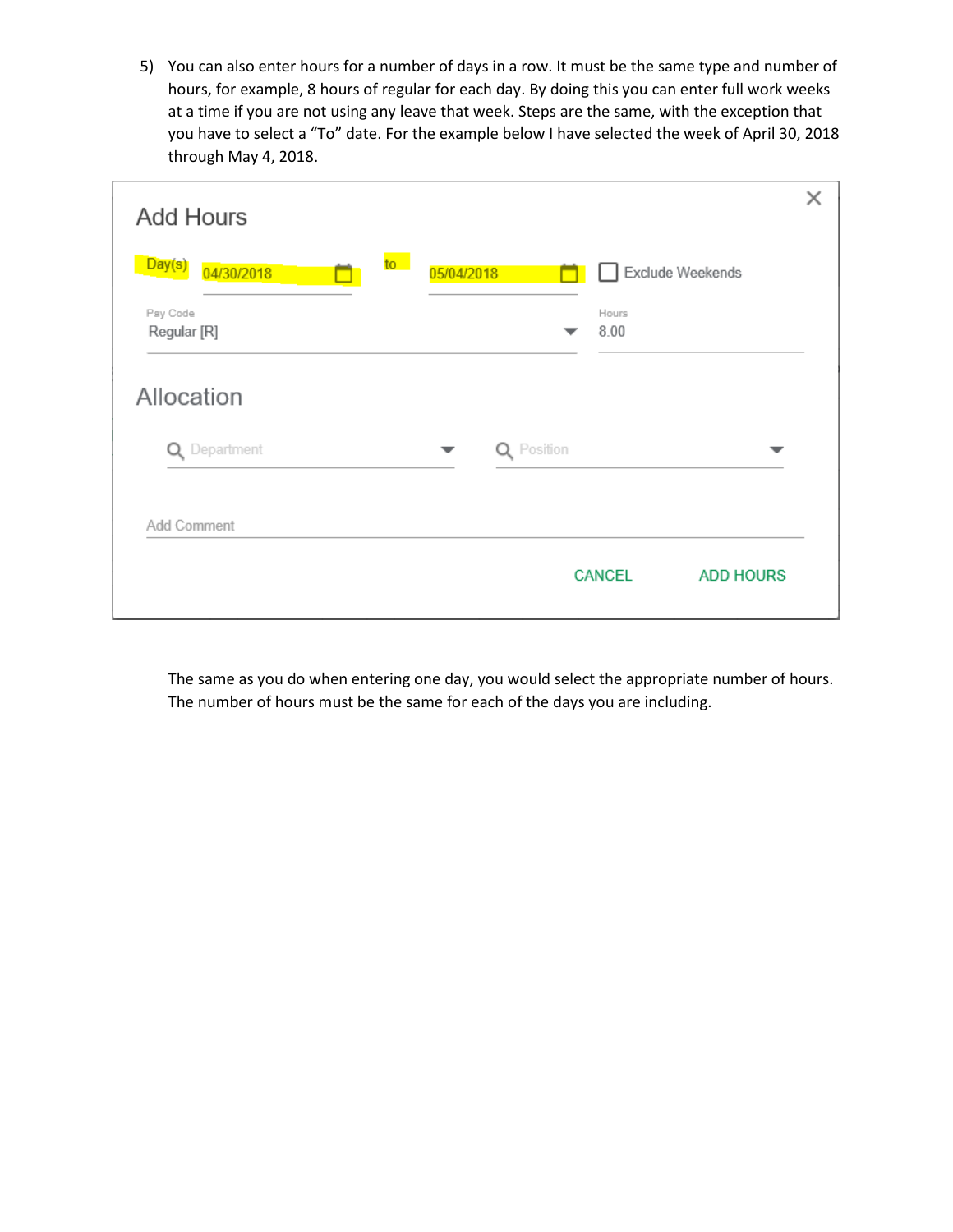5) You can also enter hours for a number of days in a row. It must be the same type and number of hours, for example, 8 hours of regular for each day. By doing this you can enter full work weeks at a time if you are not using any leave that week. Steps are the same, with the exception that you have to select a "To" date. For the example below I have selected the week of April 30, 2018 through May 4, 2018.

Add Hours

Day(s) 04/30/2018 to 05/04/2018 Exclude Weekends

Pay Code
Regular [R]

Hours
8.00

Allocation

Department

Position

Add Comment

CANCEL ADD HOURS

The same as you do when entering one day, you would select the appropriate number of hours. The number of hours must be the same for each of the days you are including.